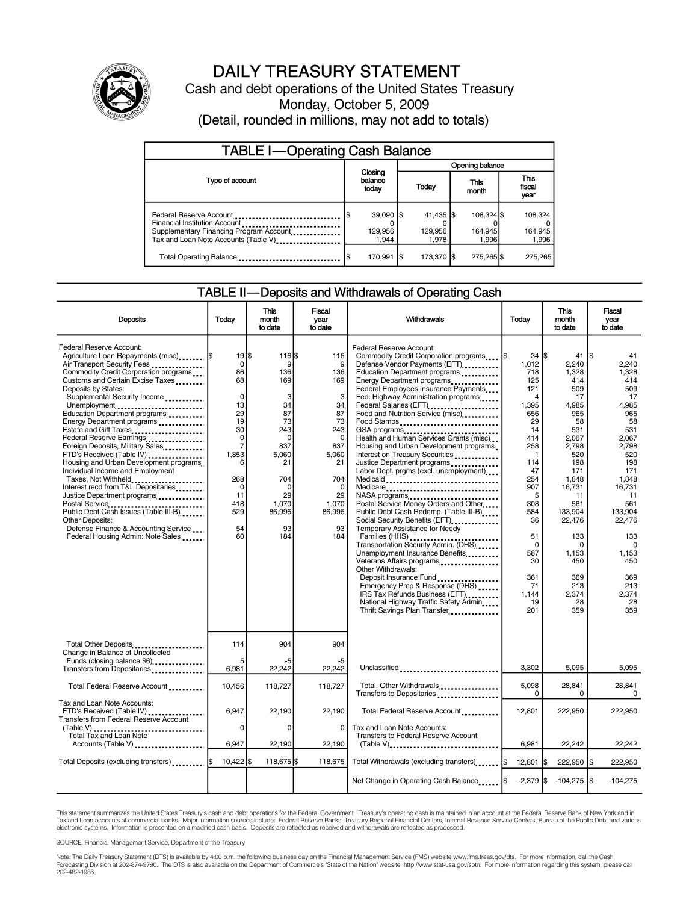# DAILY TREASURY STATEMENT

Cash and debt operations of the United States Treasury

Monday, October 5, 2009

(Detail, rounded in millions, may not add to totals)

## TABLE I—Operating Cash Balance

| Type of account | Closing balance today | Opening balance Today | Opening balance This month | Opening balance This fiscal year |
|---|---|---|---|---|
| Federal Reserve Account | $ 39,090 | $ 41,435 | $ 108,324 | $ 108,324 |
| Financial Institution Account | 0 | 0 | 0 | 0 |
| Supplementary Financing Program Account | 129,956 | 129,956 | 164,945 | 164,945 |
| Tax and Loan Note Accounts (Table V) | 1,944 | 1,978 | 1,996 | 1,996 |
| Total Operating Balance | $ 170,991 | $ 173,370 | $ 275,265 | $ 275,265 |

## TABLE II—Deposits and Withdrawals of Operating Cash

| Deposits | Today | This month to date | Fiscal year to date |
|---|---|---|---|
| Federal Reserve Account: | | | |
| Agriculture Loan Repayments (misc) | $ 19 | $ 116 | $ 116 |
| Air Transport Security Fees | 0 | 9 | 9 |
| Commodity Credit Corporation programs | 86 | 136 | 136 |
| Customs and Certain Excise Taxes | 68 | 169 | 169 |
| Deposits by States: | | | |
| Supplemental Security Income | 0 | 3 | 3 |
| Unemployment | 13 | 34 | 34 |
| Education Department programs | 29 | 87 | 87 |
| Energy Department programs | 19 | 73 | 73 |
| Estate and Gift Taxes | 30 | 243 | 243 |
| Federal Reserve Earnings | 0 | 0 | 0 |
| Foreign Deposits, Military Sales | 7 | 837 | 837 |
| FTD's Received (Table IV) | 1,853 | 5,060 | 5,060 |
| Housing and Urban Development programs | 6 | 21 | 21 |
| Individual Income and Employment Taxes, Not Withheld | 268 | 704 | 704 |
| Interest recd from T&L Depositaries | 0 | 0 | 0 |
| Justice Department programs | 11 | 29 | 29 |
| Postal Service | 418 | 1,070 | 1,070 |
| Public Debt Cash Issues (Table III-B) | 529 | 86,996 | 86,996 |
| Other Deposits: | | | |
| Defense Finance & Accounting Service | 54 | 93 | 93 |
| Federal Housing Admin: Note Sales | 60 | 184 | 184 |
| Total Other Deposits | 114 | 904 | 904 |
| Change in Balance of Uncollected Funds (closing balance $6) | 5 | -5 | -5 |
| Transfers from Depositaries | 6,981 | 22,242 | 22,242 |
| Total Federal Reserve Account | 10,456 | 118,727 | 118,727 |
| Tax and Loan Note Accounts: | | | |
| FTD's Received (Table IV) | 6,947 | 22,190 | 22,190 |
| Transfers from Federal Reserve Account (Table V) | 0 | 0 | 0 |
| Total Tax and Loan Note Accounts (Table V) | 6,947 | 22,190 | 22,190 |
| Total Deposits (excluding transfers) | $ 10,422 | $ 118,675 | $ 118,675 |

| Withdrawals | Today | This month to date | Fiscal year to date |
|---|---|---|---|
| Federal Reserve Account: | | | |
| Commodity Credit Corporation programs | $ 34 | $ 41 | $ 41 |
| Defense Vendor Payments (EFT) | 1,012 | 2,240 | 2,240 |
| Education Department programs | 718 | 1,328 | 1,328 |
| Energy Department programs | 125 | 414 | 414 |
| Federal Employees Insurance Payments | 121 | 509 | 509 |
| Fed. Highway Administration programs | 4 | 17 | 17 |
| Federal Salaries (EFT) | 1,395 | 4,985 | 4,985 |
| Food and Nutrition Service (misc) | 656 | 965 | 965 |
| Food Stamps | 29 | 58 | 58 |
| GSA programs | 14 | 531 | 531 |
| Health and Human Services Grants (misc) | 414 | 2,067 | 2,067 |
| Housing and Urban Development programs | 258 | 2,798 | 2,798 |
| Interest on Treasury Securities | 1 | 520 | 520 |
| Justice Department programs | 114 | 198 | 198 |
| Labor Dept. prgms (excl. unemployment) | 47 | 171 | 171 |
| Medicaid | 254 | 1,848 | 1,848 |
| Medicare | 907 | 16,731 | 16,731 |
| NASA programs | 5 | 11 | 11 |
| Postal Service Money Orders and Other | 308 | 561 | 561 |
| Public Debt Cash Redemp. (Table III-B) | 584 | 133,904 | 133,904 |
| Social Security Benefits (EFT) | 36 | 22,476 | 22,476 |
| Temporary Assistance for Needy Families (HHS) | 51 | 133 | 133 |
| Transportation Security Admin. (DHS) | 0 | 0 | 0 |
| Unemployment Insurance Benefits | 587 | 1,153 | 1,153 |
| Veterans Affairs programs | 30 | 450 | 450 |
| Other Withdrawals: | | | |
| Deposit Insurance Fund | 361 | 369 | 369 |
| Emergency Prep & Response (DHS) | 71 | 213 | 213 |
| IRS Tax Refunds Business (EFT) | 1,144 | 2,374 | 2,374 |
| National Highway Traffic Safety Admin | 19 | 28 | 28 |
| Thrift Savings Plan Transfer | 201 | 359 | 359 |
| Unclassified | 3,302 | 5,095 | 5,095 |
| Total, Other Withdrawals | 5,098 | 28,841 | 28,841 |
| Transfers to Depositaries | 0 | 0 | 0 |
| Total Federal Reserve Account | 12,801 | 222,950 | 222,950 |
| Tax and Loan Note Accounts: | | | |
| Transfers to Federal Reserve Account (Table V) | 6,981 | 22,242 | 22,242 |
| Total Withdrawals (excluding transfers) | $ 12,801 | $ 222,950 | $ 222,950 |
| Net Change in Operating Cash Balance | $ -2,379 | $ -104,275 | $ -104,275 |

This statement summarizes the United States Treasury's cash and debt operations for the Federal Government. Treasury's operating cash is maintained in an account at the Federal Reserve Bank of New York and in Tax and Loan accounts at commercial banks. Major information sources include: Federal Reserve Banks, Treasury Regional Financial Centers, Internal Revenue Service Centers, Bureau of the Public Debt and various electronic systems. Information is presented on a modified cash basis. Deposits are reflected as received and withdrawals are reflected as processed.

SOURCE: Financial Management Service, Department of the Treasury

Note: The Daily Treasury Statement (DTS) is available by 4:00 p.m. the following business day on the Financial Management Service (FMS) website www.fms.treas.gov/dts. For more information, call the Cash Forecasting Division at 202-874-9790. The DTS is also available on the Department of Commerce's "State of the Nation" website: http://www.stat-usa.gov/sotn. For more information regarding this system, please call 202-482-1986.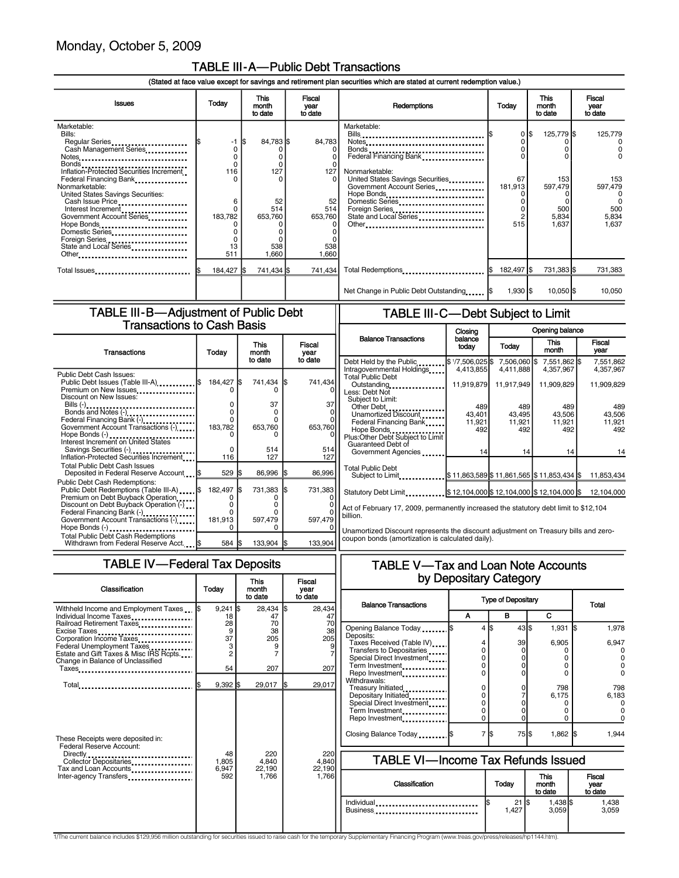Monday, October 5, 2009

## TABLE III-A—Public Debt Transactions

(Stated at face value except for savings and retirement plan securities which are stated at current redemption value.)

| Issues | Today | This month to date | Fiscal year to date |
|---|---|---|---|
| Marketable: | | | |
| Bills: | | | |
| Regular Series | $ -1 | $ 84,783 | $ 84,783 |
| Cash Management Series | 0 | 0 | 0 |
| Notes | 0 | 0 | 0 |
| Bonds | 0 | 0 | 0 |
| Inflation-Protected Securities Increment | 116 | 127 | 127 |
| Federal Financing Bank | 0 | 0 | 0 |
| Nonmarketable: | | | |
| United States Savings Securities: | | | |
| Cash Issue Price | 6 | 52 | 52 |
| Interest Increment | 0 | 514 | 514 |
| Government Account Series | 183,782 | 653,760 | 653,760 |
| Hope Bonds | 0 | 0 | 0 |
| Domestic Series | 0 | 0 | 0 |
| Foreign Series | 0 | 0 | 0 |
| State and Local Series | 13 | 538 | 538 |
| Other | 511 | 1,660 | 1,660 |
| Total Issues | $ 184,427 | $ 741,434 | $ 741,434 |

| Redemptions | Today | This month to date | Fiscal year to date |
|---|---|---|---|
| Marketable: | | | |
| Bills | $ 0 | $ 125,779 | $ 125,779 |
| Notes | 0 | 0 | 0 |
| Bonds | 0 | 0 | 0 |
| Federal Financing Bank | 0 | 0 | 0 |
| Nonmarketable: | | | |
| United States Savings Securities | 67 | 153 | 153 |
| Government Account Series | 181,913 | 597,479 | 597,479 |
| Hope Bonds | 0 | 0 | 0 |
| Domestic Series | 0 | 0 | 0 |
| Foreign Series | 0 | 500 | 500 |
| State and Local Series | 2 | 5,834 | 5,834 |
| Other | 515 | 1,637 | 1,637 |
| Total Redemptions | $ 182,497 | $ 731,383 | $ 731,383 |
| Net Change in Public Debt Outstanding | $ 1,930 | $ 10,050 | $ 10,050 |

## TABLE III-B—Adjustment of Public Debt Transactions to Cash Basis

| Transactions | Today | This month to date | Fiscal year to date |
|---|---|---|---|
| Public Debt Cash Issues: | | | |
| Public Debt Issues (Table III-A) | $ 184,427 | $ 741,434 | $ 741,434 |
| Premium on New Issues | 0 | 0 | 0 |
| Discount on New Issues: | | | |
| Bills (-) | 0 | 37 | 37 |
| Bonds and Notes (-) | 0 | 0 | 0 |
| Federal Financing Bank (-) | 0 | 0 | 0 |
| Government Account Transactions (-) | 183,782 | 653,760 | 653,760 |
| Hope Bonds (-) | 0 | 0 | 0 |
| Interest Increment on United States Savings Securities (-) | 0 | 514 | 514 |
| Inflation-Protected Securities Increment | 116 | 127 | 127 |
| Total Public Debt Cash Issues Deposited in Federal Reserve Account | $ 529 | $ 86,996 | $ 86,996 |
| Public Debt Cash Redemptions: | | | |
| Public Debt Redemptions (Table III-A) | $ 182,497 | $ 731,383 | $ 731,383 |
| Premium on Debt Buyback Operation | 0 | 0 | 0 |
| Discount on Debt Buyback Operation (-) | 0 | 0 | 0 |
| Federal Financing Bank (-) | 0 | 0 | 0 |
| Government Account Transactions (-) | 181,913 | 597,479 | 597,479 |
| Hope Bonds (-) | 0 | 0 | 0 |
| Total Public Debt Cash Redemptions Withdrawn from Federal Reserve Acct. | $ 584 | $ 133,904 | $ 133,904 |

## TABLE III-C—Debt Subject to Limit

| Balance Transactions | Closing balance today | Opening balance | | |
|---|---|---|---|---|
| | | Today | This month | Fiscal year |
| Debt Held by the Public | $ [1]7,506,025 | $ 7,506,060 | $ 7,551,862 | $ 7,551,862 |
| Intragovernmental Holdings | 4,413,855 | 4,411,888 | 4,357,967 | 4,357,967 |
| Total Public Debt Outstanding | 11,919,879 | 11,917,949 | 11,909,829 | 11,909,829 |
| Less: Debt Not Subject to Limit: | | | | |
| Other Debt | 489 | 489 | 489 | 489 |
| Unamortized Discount | 43,401 | 43,495 | 43,506 | 43,506 |
| Federal Financing Bank | 11,921 | 11,921 | 11,921 | 11,921 |
| Hope Bonds | 492 | 492 | 492 | 492 |
| Plus: Other Debt Subject to Limit | | | | |
| Guaranteed Debt of Government Agencies | 14 | 14 | 14 | 14 |
| Total Public Debt Subject to Limit | $ 11,863,589 | $ 11,861,565 | $ 11,853,434 | $ 11,853,434 |
| Statutory Debt Limit | $ 12,104,000 | $ 12,104,000 | $ 12,104,000 | $ 12,104,000 |

Act of February 17, 2009, permanently increased the statutory debt limit to $12,104 billion.

Unamortized Discount represents the discount adjustment on Treasury bills and zero-coupon bonds (amortization is calculated daily).

## TABLE IV—Federal Tax Deposits

| Classification | Today | This month to date | Fiscal year to date |
|---|---|---|---|
| Withheld Income and Employment Taxes | $ 9,241 | $ 28,434 | $ 28,434 |
| Individual Income Taxes | 18 | 47 | 47 |
| Railroad Retirement Taxes | 28 | 70 | 70 |
| Excise Taxes | 9 | 38 | 38 |
| Corporation Income Taxes | 37 | 205 | 205 |
| Federal Unemployment Taxes | 3 | 9 | 9 |
| Estate and Gift Taxes & Misc IRS Rcpts. | 2 | 7 | 7 |
| Change in Balance of Unclassified Taxes | 54 | 207 | 207 |
| Total | $ 9,392 | $ 29,017 | $ 29,017 |
| These Receipts were deposited in: | | | |
| Federal Reserve Account: | | | |
| Directly | 48 | 220 | 220 |
| Collector Depositaries | 1,805 | 4,840 | 4,840 |
| Tax and Loan Accounts | 6,947 | 22,190 | 22,190 |
| Inter-agency Transfers | 592 | 1,766 | 1,766 |

## TABLE V—Tax and Loan Note Accounts by Depositary Category

| Balance Transactions | Type of Depositary | | | Total |
|---|---|---|---|---|
| | A | B | C | |
| Opening Balance Today | $ 4 | $ 43 | $ 1,931 | $ 1,978 |
| Deposits: | | | | |
| Taxes Received (Table IV) | 4 | 39 | 6,905 | 6,947 |
| Transfers to Depositaries | 0 | 0 | 0 | 0 |
| Special Direct Investment | 0 | 0 | 0 | 0 |
| Term Investment | 0 | 0 | 0 | 0 |
| Repo Investment | 0 | 0 | 0 | 0 |
| Withdrawals: | | | | |
| Treasury Initiated | 0 | 0 | 798 | 798 |
| Depositary Initiated | 0 | 7 | 6,175 | 6,183 |
| Special Direct Investment | 0 | 0 | 0 | 0 |
| Term Investment | 0 | 0 | 0 | 0 |
| Repo Investment | 0 | 0 | 0 | 0 |
| Closing Balance Today | $ 7 | $ 75 | $ 1,862 | $ 1,944 |

## TABLE VI—Income Tax Refunds Issued

| Classification | Today | This month to date | Fiscal year to date |
|---|---|---|---|
| Individual | $ 21 | $ 1,438 | $ 1,438 |
| Business | 1,427 | 3,059 | 3,059 |

1/The current balance includes $129,956 million outstanding for securities issued to raise cash for the temporary Supplementary Financing Program (www.treas.gov/press/releases/hp1144.htm).